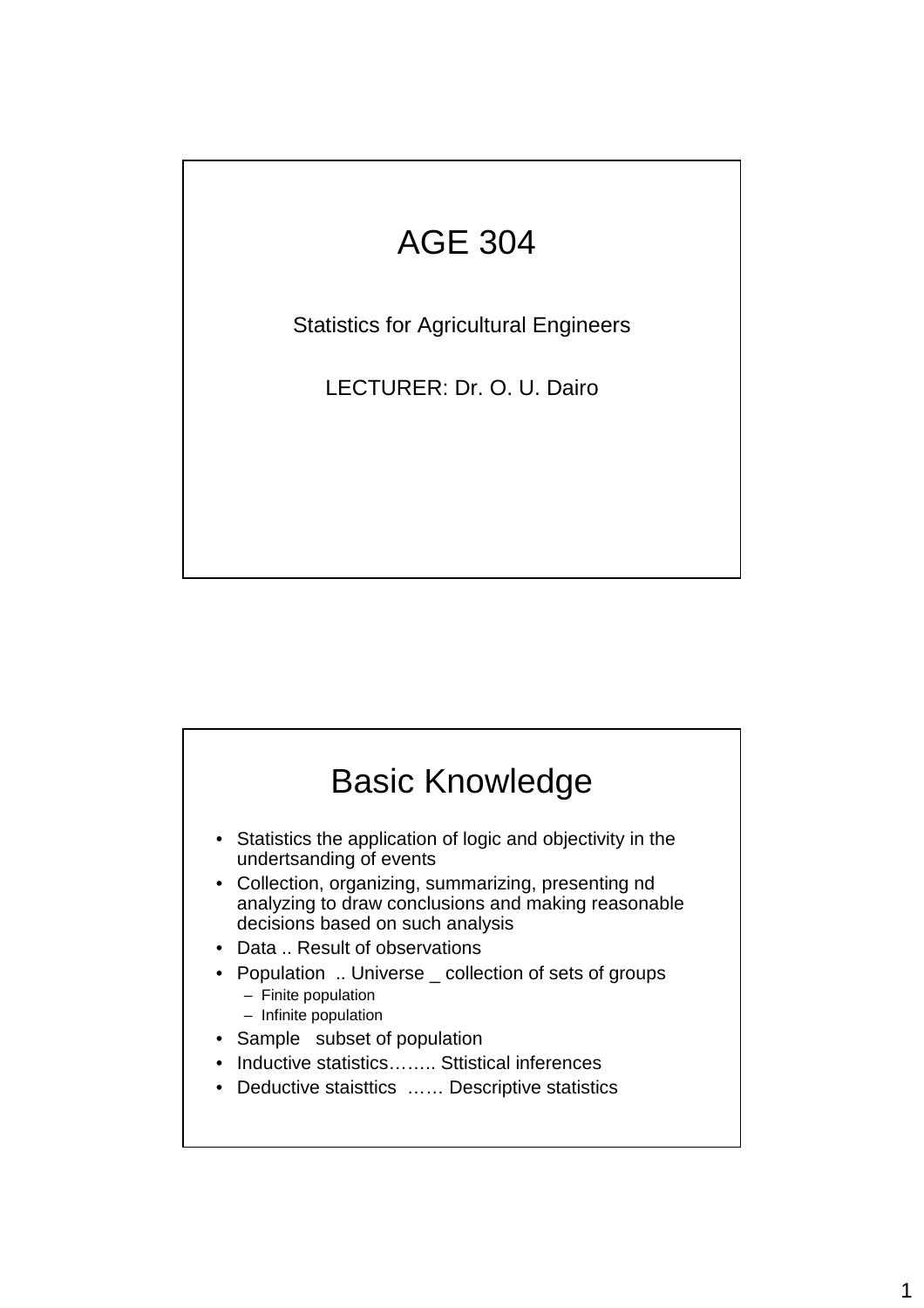# AGE 304

Statistics for Agricultural Engineers

LECTURER: Dr. O. U. Dairo

## Basic Knowledge

- Statistics the application of logic and objectivity in the undertsanding of events
- Collection, organizing, summarizing, presenting nd analyzing to draw conclusions and making reasonable decisions based on such analysis
- Data .. Result of observations
- Population .. Universe _ collection of sets of groups
  - Finite population
  - Infinite population
- Sample subset of population
- Inductive statistics…….. Sttistical inferences
- Deductive staisttics …… Descriptive statistics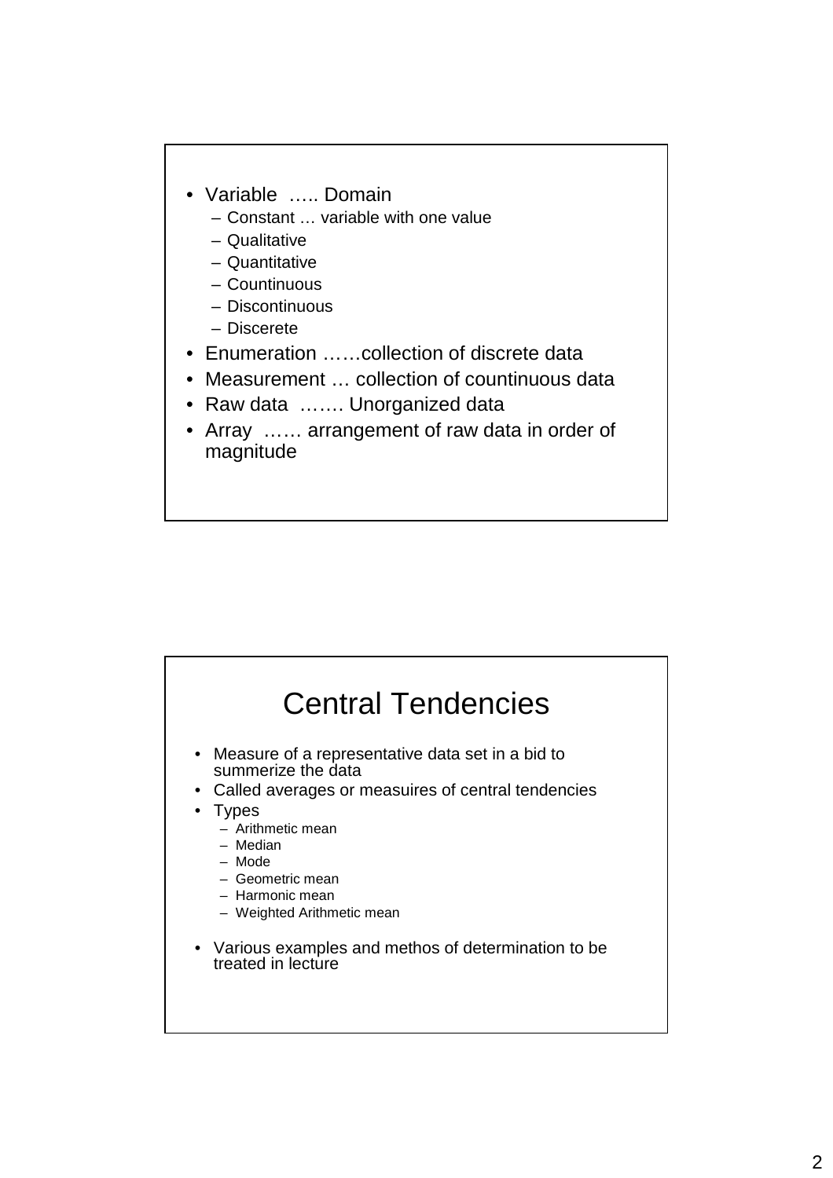- Variable ….. Domain
  - Constant … variable with one value
  - Qualitative
  - Quantitative
  - Countinuous
  - Discontinuous
  - Discerete
- Enumeration ……collection of discrete data
- Measurement … collection of countinuous data
- Raw data ……. Unorganized data
- Array …… arrangement of raw data in order of magnitude

## Central Tendencies

- Measure of a representative data set in a bid to summerize the data
- Called averages or measuires of central tendencies
- Types
  - Arithmetic mean
  - Median
  - Mode
  - Geometric mean
  - Harmonic mean
  - Weighted Arithmetic mean
- Various examples and methos of determination to be treated in lecture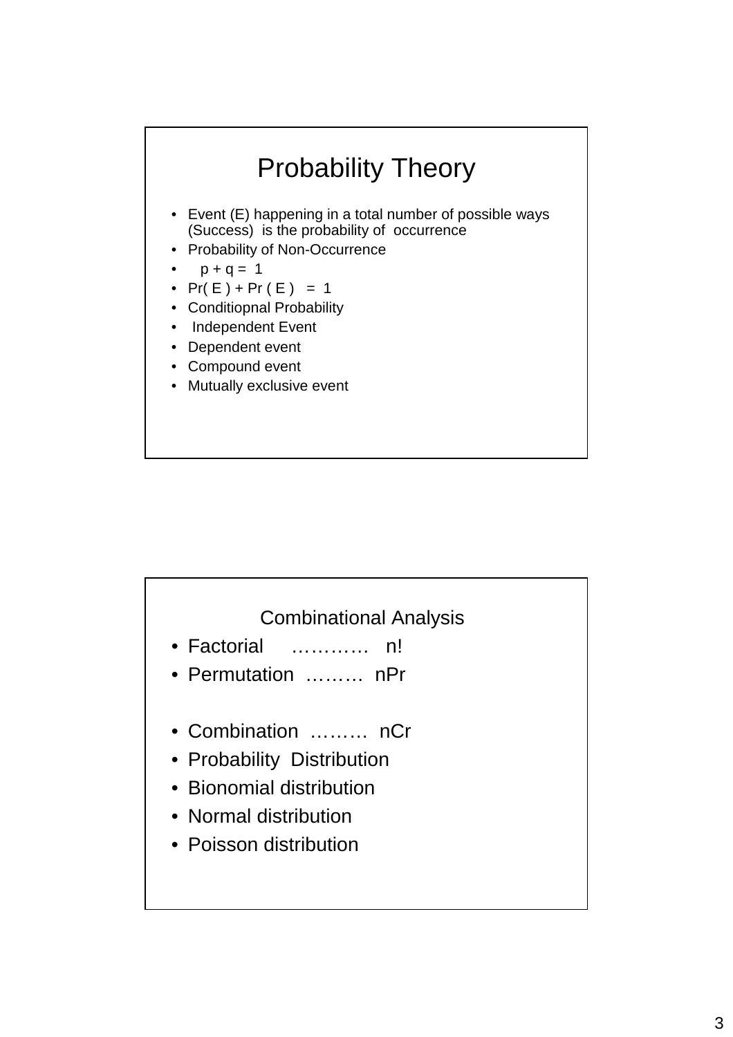# Probability Theory

- Event (E) happening in a total number of possible ways (Success) is the probability of occurrence
- Probability of Non-Occurrence
- $p + q = 1$
- $Pr(E) + Pr(E) = 1$
- Conditiopnal Probability
- Independent Event
- Dependent event
- Compound event
- Mutually exclusive event

## Combinational Analysis

- Factorial ………… $n!$
- Permutation ……… $nPr$
- Combination ……… $nCr$
- Probability Distribution
- Bionomial distribution
- Normal distribution
- Poisson distribution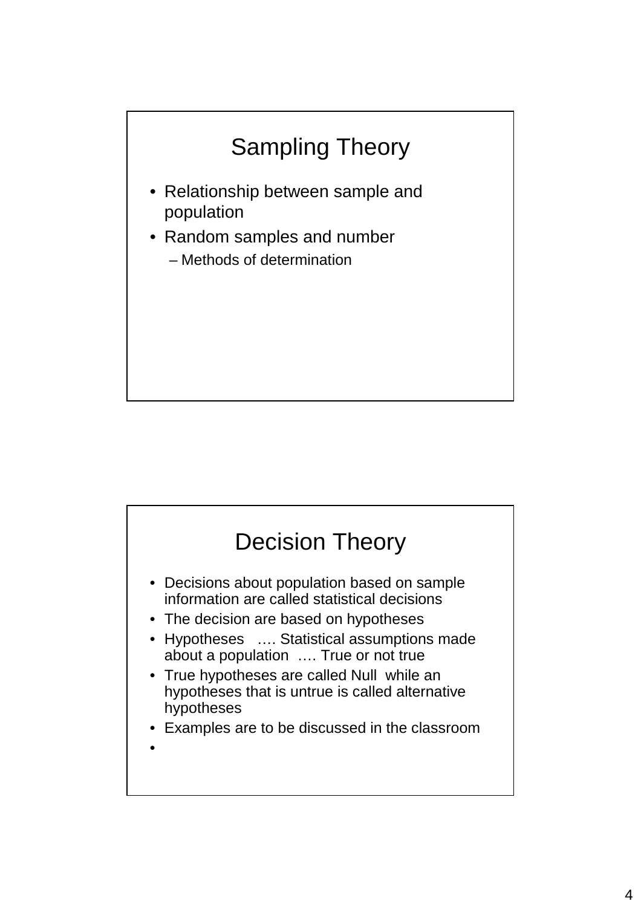## Sampling Theory

- Relationship between sample and population
- Random samples and number
  - Methods of determination

## Decision Theory

- Decisions about population based on sample information are called statistical decisions
- The decision are based on hypotheses
- Hypotheses …. Statistical assumptions made about a population …. True or not true
- True hypotheses are called Null while an hypotheses that is untrue is called alternative hypotheses
- Examples are to be discussed in the classroom
-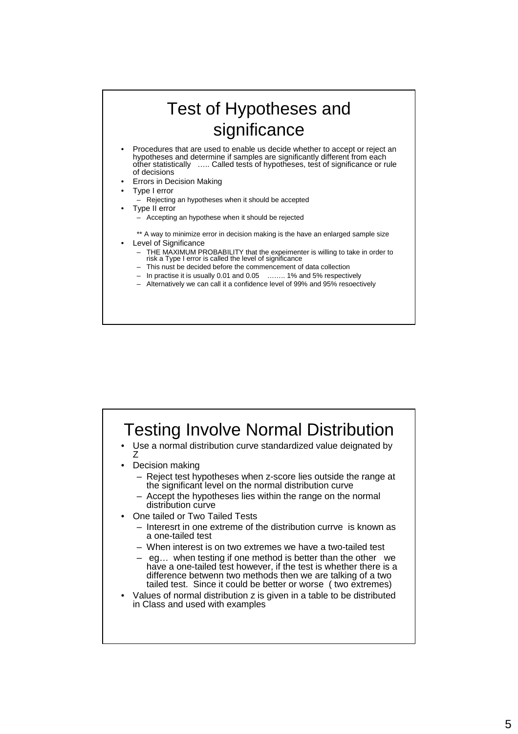# Test of Hypotheses and significance

- Procedures that are used to enable us decide whether to accept or reject an hypotheses and determine if samples are significantly different from each other statistically ….. Called tests of hypotheses, test of significance or rule of decisions
- Errors in Decision Making
- Type I error
  - Rejecting an hypotheses when it should be accepted
- Type II error
  - Accepting an hypothese when it should be rejected

  ** A way to minimize error in decision making is the have an enlarged sample size
- Level of Significance
  - THE MAXIMUM PROBABILITY that the expeimenter is willing to take in order to risk a Type I error is called the level of significance
  - This nust be decided before the commencement of data collection
  - In practise it is usually 0.01 and 0.05 …….. 1% and 5% respectively
  - Alternatively we can call it a confidence level of 99% and 95% resoectively

# Testing Involve Normal Distribution

- Use a normal distribution curve standardized value deignated by Z
- Decision making
  - Reject test hypotheses when z-score lies outside the range at the significant level on the normal distribution curve
  - Accept the hypotheses lies within the range on the normal distribution curve
- One tailed or Two Tailed Tests
  - Interesrt in one extreme of the distribution currve is known as a one-tailed test
  - When interest is on two extremes we have a two-tailed test
  - eg… when testing if one method is better than the other we have a one-tailed test however, if the test is whether there is a difference betwenn two methods then we are talking of a two tailed test. Since it could be better or worse ( two extremes)
- Values of normal distribution z is given in a table to be distributed in Class and used with examples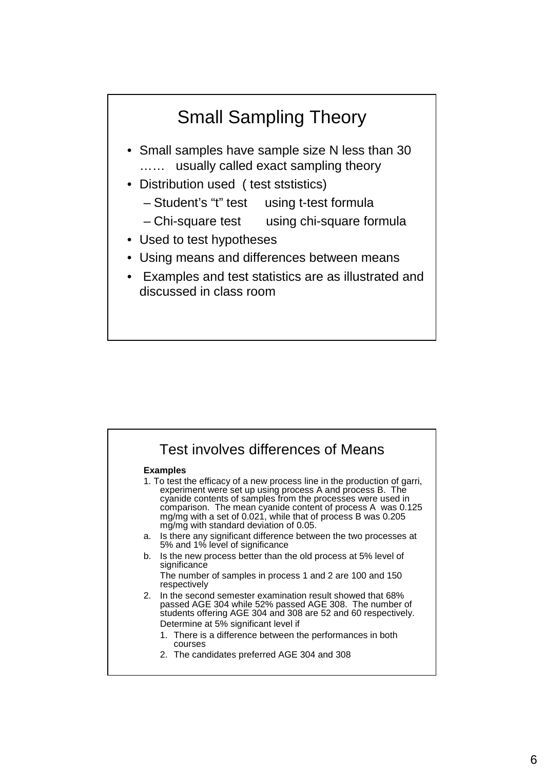# Small Sampling Theory

- Small samples have sample size N less than 30 …… usually called exact sampling theory
- Distribution used ( test ststistics)
  - Student's "t" test using t-test formula
  - Chi-square test using chi-square formula
- Used to test hypotheses
- Using means and differences between means
- Examples and test statistics are as illustrated and discussed in class room

# Test involves differences of Means

**Examples**

1. To test the efficacy of a new process line in the production of garri, experiment were set up using process A and process B. The cyanide contents of samples from the processes were used in comparison. The mean cyanide content of process A was 0.125 mg/mg with a set of 0.021, while that of process B was 0.205 mg/mg with standard deviation of 0.05.

   a. Is there any significant difference between the two processes at 5% and 1% level of significance

   b. Is the new process better than the old process at 5% level of significance

   The number of samples in process 1 and 2 are 100 and 150 respectively

2. In the second semester examination result showed that 68% passed AGE 304 while 52% passed AGE 308. The number of students offering AGE 304 and 308 are 52 and 60 respectively. Determine at 5% significant level if

   1. There is a difference between the performances in both courses
   2. The candidates preferred AGE 304 and 308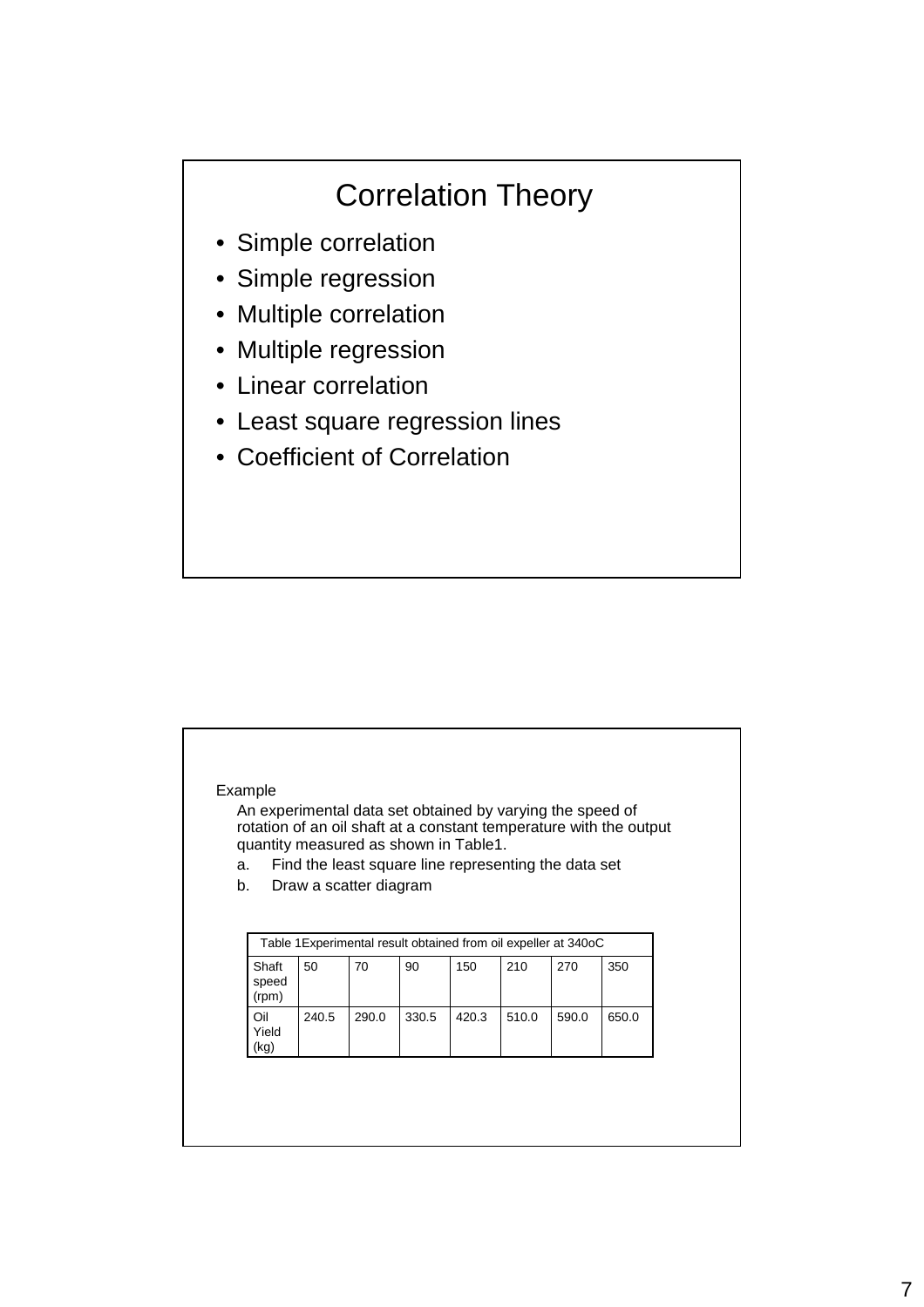# Correlation Theory

- Simple correlation
- Simple regression
- Multiple correlation
- Multiple regression
- Linear correlation
- Least square regression lines
- Coefficient of Correlation

Example

An experimental data set obtained by varying the speed of rotation of an oil shaft at a constant temperature with the output quantity measured as shown in Table1.

a. Find the least square line representing the data set

b. Draw a scatter diagram

Table 1Experimental result obtained from oil expeller at 340oC

| | | | | | | | |
|---|---|---|---|---|---|---|---|
| Shaft speed (rpm) | 50 | 70 | 90 | 150 | 210 | 270 | 350 |
| Oil Yield (kg) | 240.5 | 290.0 | 330.5 | 420.3 | 510.0 | 590.0 | 650.0 |